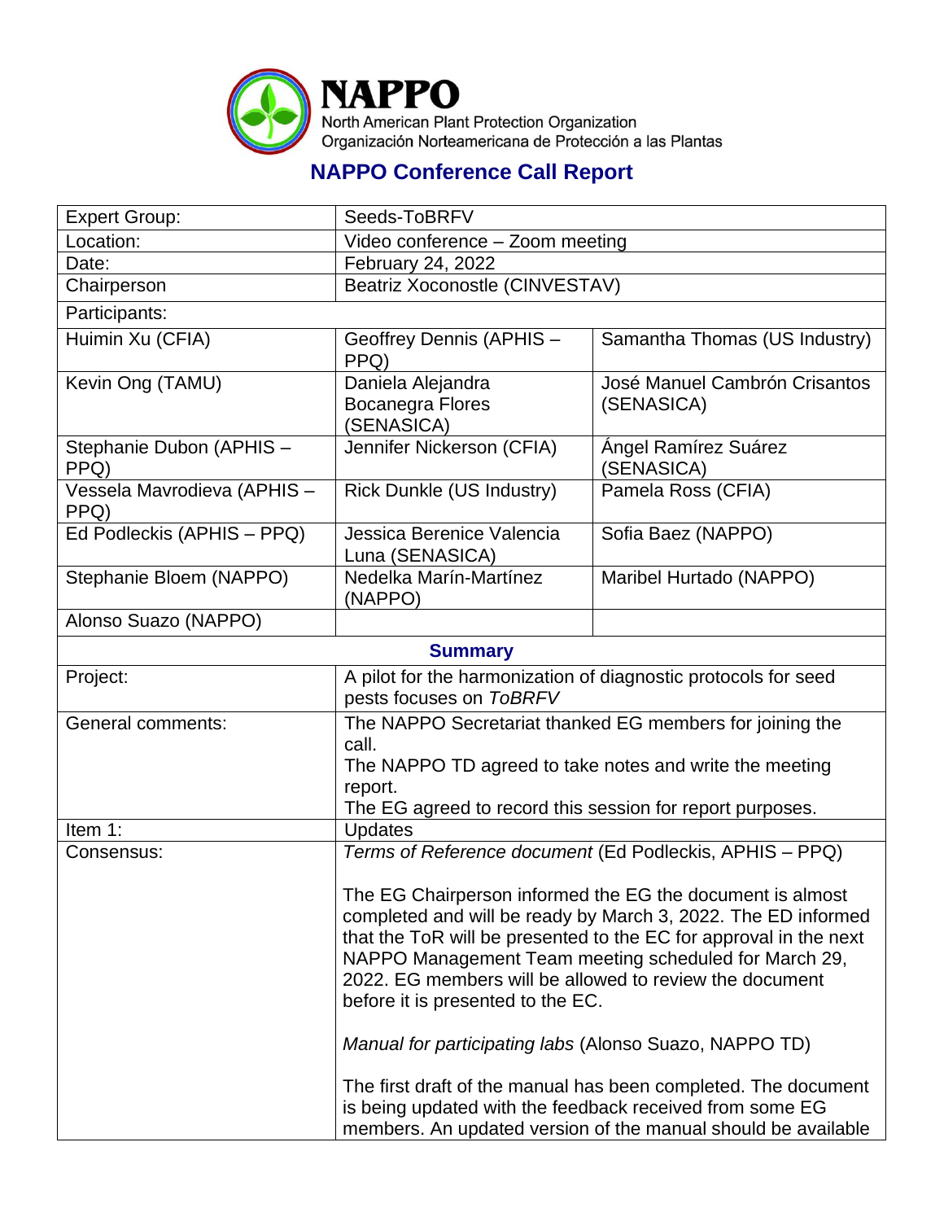# NAPPO

North American Plant Protection Organization
Organización Norteamericana de Protección a las Plantas

## NAPPO Conference Call Report

| Expert Group: | Seeds-ToBRFV | |
|---|---|---|
| Location: | Video conference – Zoom meeting | |
| Date: | February 24, 2022 | |
| Chairperson | Beatriz Xoconostle (CINVESTAV) | |
| Participants: | | |
| Huimin Xu (CFIA) | Geoffrey Dennis (APHIS – PPQ) | Samantha Thomas (US Industry) |
| Kevin Ong (TAMU) | Daniela Alejandra Bocanegra Flores (SENASICA) | José Manuel Cambrón Crisantos (SENASICA) |
| Stephanie Dubon (APHIS – PPQ) | Jennifer Nickerson (CFIA) | Ángel Ramírez Suárez (SENASICA) |
| Vessela Mavrodieva (APHIS – PPQ) | Rick Dunkle (US Industry) | Pamela Ross (CFIA) |
| Ed Podleckis (APHIS – PPQ) | Jessica Berenice Valencia Luna (SENASICA) | Sofia Baez (NAPPO) |
| Stephanie Bloem (NAPPO) | Nedelka Marín-Martínez (NAPPO) | Maribel Hurtado (NAPPO) |
| Alonso Suazo (NAPPO) | | |
| **Summary** | | |
| Project: | A pilot for the harmonization of diagnostic protocols for seed pests focuses on *ToBRFV* | |
| General comments: | The NAPPO Secretariat thanked EG members for joining the call.<br>The NAPPO TD agreed to take notes and write the meeting report.<br>The EG agreed to record this session for report purposes. | |
| Item 1: | Updates | |
| Consensus: | *Terms of Reference document* (Ed Podleckis, APHIS – PPQ)<br><br>The EG Chairperson informed the EG the document is almost completed and will be ready by March 3, 2022. The ED informed that the ToR will be presented to the EC for approval in the next NAPPO Management Team meeting scheduled for March 29, 2022. EG members will be allowed to review the document before it is presented to the EC.<br><br>*Manual for participating labs* (Alonso Suazo, NAPPO TD)<br><br>The first draft of the manual has been completed. The document is being updated with the feedback received from some EG members. An updated version of the manual should be available | |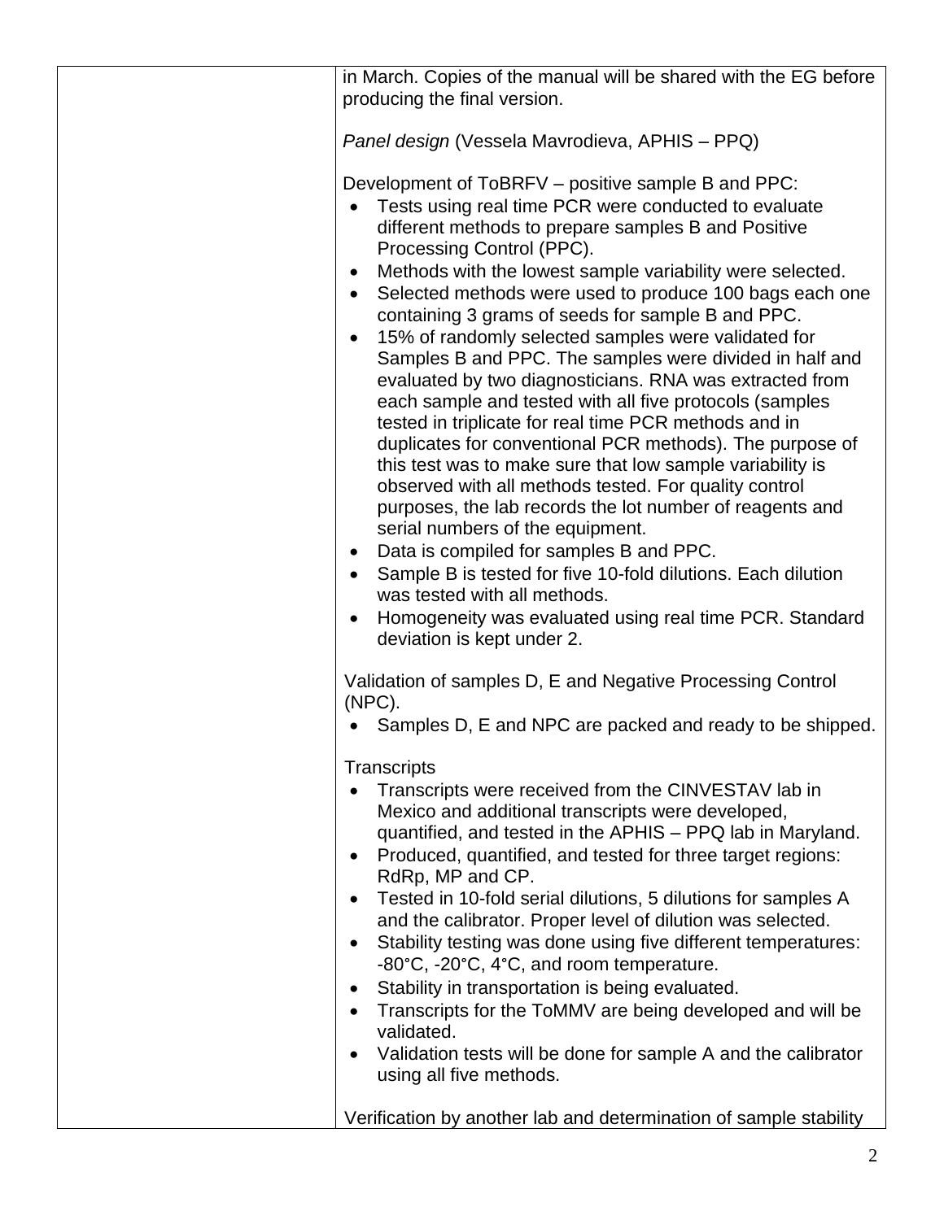| | |
|---|---|
| | in March. Copies of the manual will be shared with the EG before producing the final version.<br><br>*Panel design* (Vessela Mavrodieva, APHIS – PPQ)<br><br>Development of ToBRFV – positive sample B and PPC:<br>• Tests using real time PCR were conducted to evaluate different methods to prepare samples B and Positive Processing Control (PPC).<br>• Methods with the lowest sample variability were selected.<br>• Selected methods were used to produce 100 bags each one containing 3 grams of seeds for sample B and PPC.<br>• 15% of randomly selected samples were validated for Samples B and PPC. The samples were divided in half and evaluated by two diagnosticians. RNA was extracted from each sample and tested with all five protocols (samples tested in triplicate for real time PCR methods and in duplicates for conventional PCR methods). The purpose of this test was to make sure that low sample variability is observed with all methods tested. For quality control purposes, the lab records the lot number of reagents and serial numbers of the equipment.<br>• Data is compiled for samples B and PPC.<br>• Sample B is tested for five 10-fold dilutions. Each dilution was tested with all methods.<br>• Homogeneity was evaluated using real time PCR. Standard deviation is kept under 2.<br><br>Validation of samples D, E and Negative Processing Control (NPC).<br>• Samples D, E and NPC are packed and ready to be shipped.<br><br>Transcripts<br>• Transcripts were received from the CINVESTAV lab in Mexico and additional transcripts were developed, quantified, and tested in the APHIS – PPQ lab in Maryland.<br>• Produced, quantified, and tested for three target regions: RdRp, MP and CP.<br>• Tested in 10-fold serial dilutions, 5 dilutions for samples A and the calibrator. Proper level of dilution was selected.<br>• Stability testing was done using five different temperatures: -80°C, -20°C, 4°C, and room temperature.<br>• Stability in transportation is being evaluated.<br>• Transcripts for the ToMMV are being developed and will be validated.<br>• Validation tests will be done for sample A and the calibrator using all five methods.<br><br>Verification by another lab and determination of sample stability |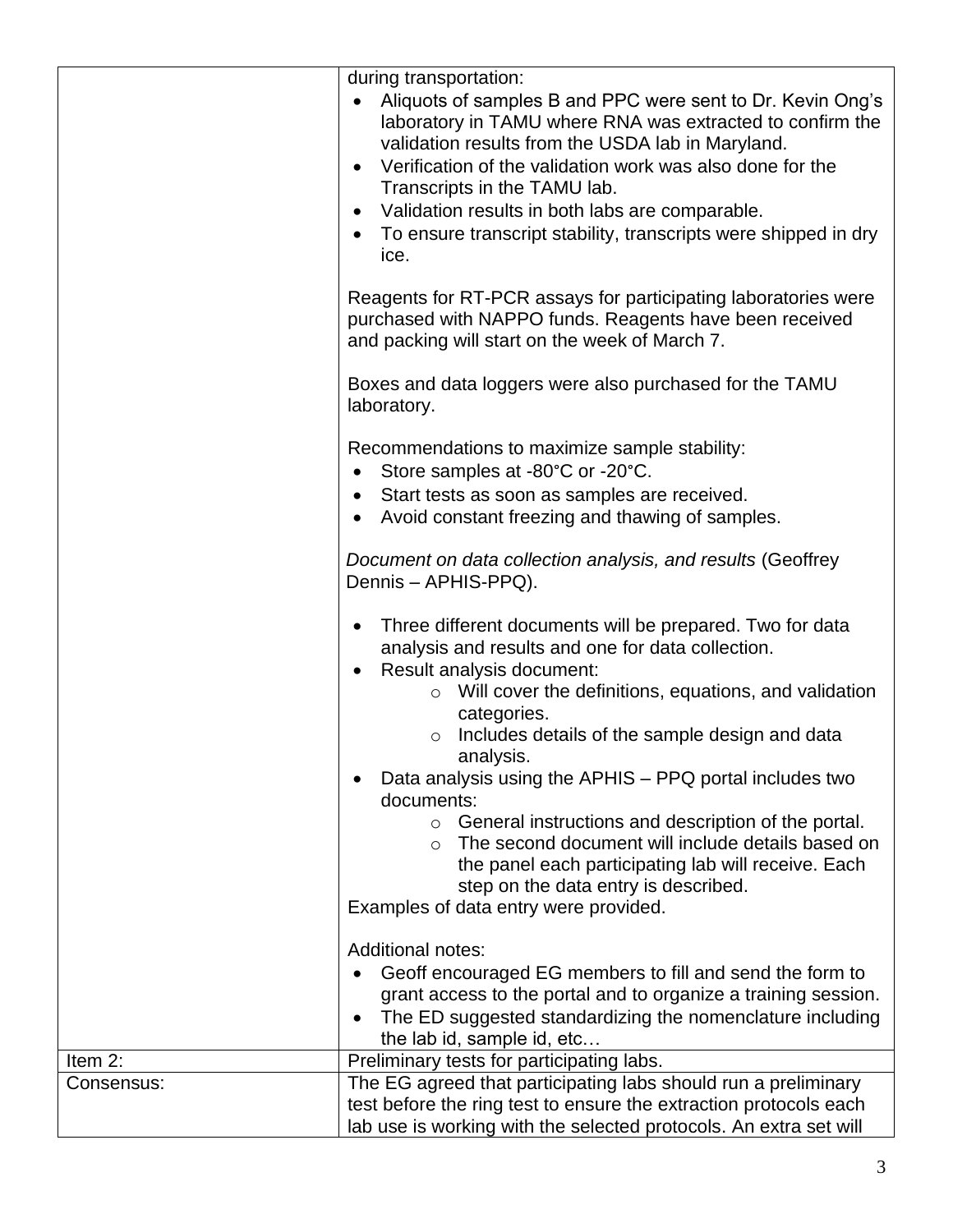| | |
|---|---|
| | during transportation:<br>• Aliquots of samples B and PPC were sent to Dr. Kevin Ong's laboratory in TAMU where RNA was extracted to confirm the validation results from the USDA lab in Maryland.<br>• Verification of the validation work was also done for the Transcripts in the TAMU lab.<br>• Validation results in both labs are comparable.<br>• To ensure transcript stability, transcripts were shipped in dry ice.<br><br>Reagents for RT-PCR assays for participating laboratories were purchased with NAPPO funds. Reagents have been received and packing will start on the week of March 7.<br><br>Boxes and data loggers were also purchased for the TAMU laboratory.<br><br>Recommendations to maximize sample stability:<br>• Store samples at -80°C or -20°C.<br>• Start tests as soon as samples are received.<br>• Avoid constant freezing and thawing of samples.<br><br>*Document on data collection analysis, and results* (Geoffrey Dennis – APHIS-PPQ).<br><br>• Three different documents will be prepared. Two for data analysis and results and one for data collection.<br>• Result analysis document:<br>&nbsp;&nbsp;&nbsp;&nbsp;o Will cover the definitions, equations, and validation categories.<br>&nbsp;&nbsp;&nbsp;&nbsp;o Includes details of the sample design and data analysis.<br>• Data analysis using the APHIS – PPQ portal includes two documents:<br>&nbsp;&nbsp;&nbsp;&nbsp;o General instructions and description of the portal.<br>&nbsp;&nbsp;&nbsp;&nbsp;o The second document will include details based on the panel each participating lab will receive. Each step on the data entry is described.<br>Examples of data entry were provided.<br><br>Additional notes:<br>• Geoff encouraged EG members to fill and send the form to grant access to the portal and to organize a training session.<br>• The ED suggested standardizing the nomenclature including the lab id, sample id, etc… |
| Item 2: | Preliminary tests for participating labs. |
| Consensus: | The EG agreed that participating labs should run a preliminary test before the ring test to ensure the extraction protocols each lab use is working with the selected protocols. An extra set will |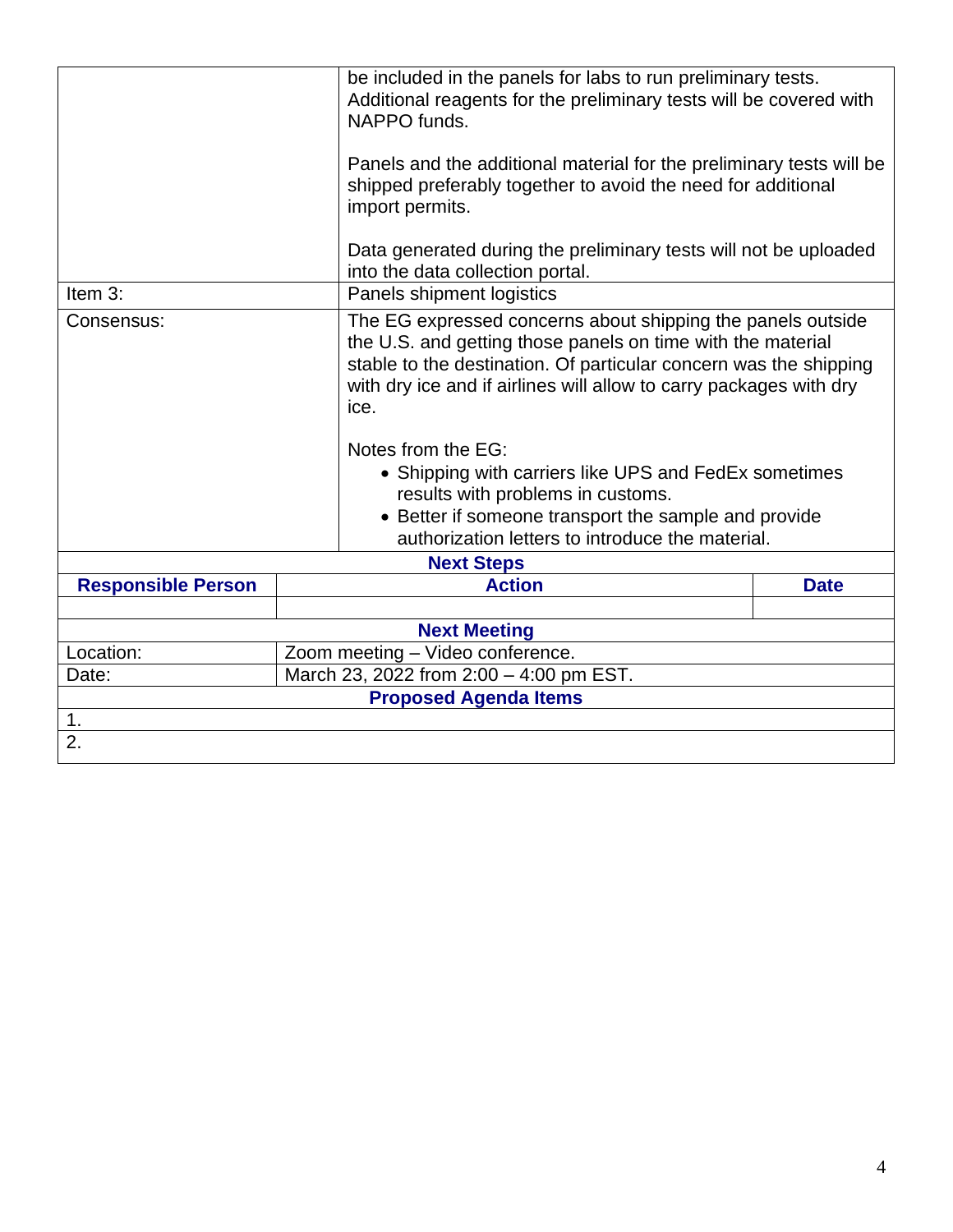| | |
|---|---|
| | be included in the panels for labs to run preliminary tests. Additional reagents for the preliminary tests will be covered with NAPPO funds.<br><br>Panels and the additional material for the preliminary tests will be shipped preferably together to avoid the need for additional import permits.<br><br>Data generated during the preliminary tests will not be uploaded into the data collection portal. |
| Item 3: | Panels shipment logistics |
| Consensus: | The EG expressed concerns about shipping the panels outside the U.S. and getting those panels on time with the material stable to the destination. Of particular concern was the shipping with dry ice and if airlines will allow to carry packages with dry ice.<br><br>Notes from the EG:<br>• Shipping with carriers like UPS and FedEx sometimes results with problems in customs.<br>• Better if someone transport the sample and provide authorization letters to introduce the material. |

**Next Steps**

| Responsible Person | Action | Date |
|---|---|---|
| | | |

**Next Meeting**

| | |
|---|---|
| Location: | Zoom meeting – Video conference. |
| Date: | March 23, 2022 from 2:00 – 4:00 pm EST. |

**Proposed Agenda Items**

1.
2.